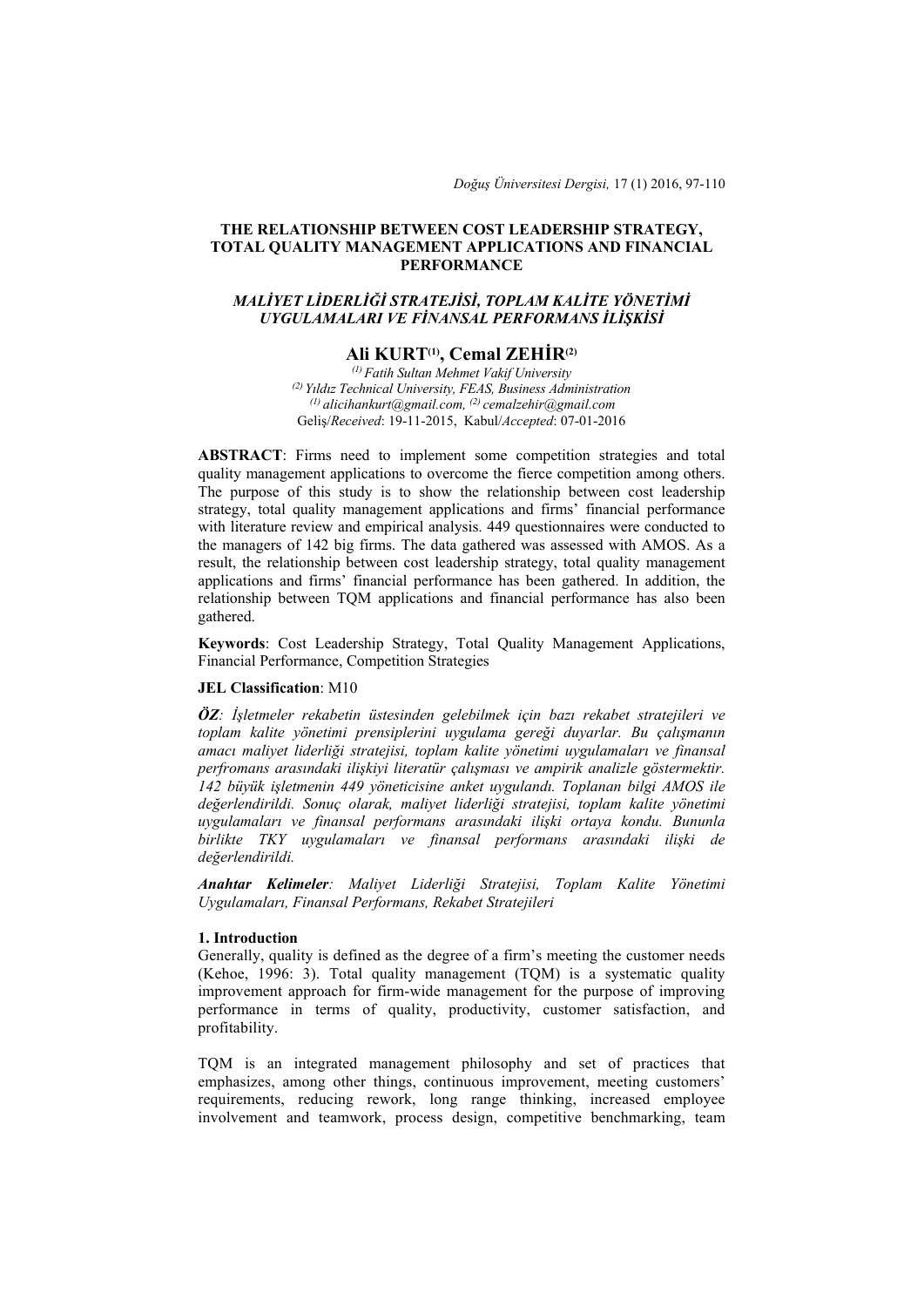# THE RELATIONSHIP BETWEEN COST LEADERSHIP STRATEGY, TOTAL QUALITY MANAGEMENT APPLICATIONS AND FINANCIAL PERFORMANCE

## *MALİYET LİDERLİĞİ STRATEJİSİ, TOPLAM KALİTE YÖNETİMİ UYGULAMALARI VE FİNANSAL PERFORMANS İLİŞKİSİ*

**Ali KURT[1], Cemal ZEHİR[2]**

[1] *Fatih Sultan Mehmet Vakif University*
[2] *Yıldız Technical University, FEAS, Business Administration*
[1] *alicihankurt@gmail.com,* [2] *cemalzehir@gmail.com*
Geliş/*Received*: 19-11-2015, Kabul/*Accepted*: 07-01-2016

**ABSTRACT**: Firms need to implement some competition strategies and total quality management applications to overcome the fierce competition among others. The purpose of this study is to show the relationship between cost leadership strategy, total quality management applications and firms' financial performance with literature review and empirical analysis. 449 questionnaires were conducted to the managers of 142 big firms. The data gathered was assessed with AMOS. As a result, the relationship between cost leadership strategy, total quality management applications and firms' financial performance has been gathered. In addition, the relationship between TQM applications and financial performance has also been gathered.

**Keywords**: Cost Leadership Strategy, Total Quality Management Applications, Financial Performance, Competition Strategies

**JEL Classification**: M10

***ÖZ****: İşletmeler rekabetin üstesinden gelebilmek için bazı rekabet stratejileri ve toplam kalite yönetimi prensiplerini uygulama gereği duyarlar. Bu çalışmanın amacı maliyet liderliği stratejisi, toplam kalite yönetimi uygulamaları ve finansal perfromans arasındaki ilişkiyi literatür çalışması ve ampirik analizle göstermektir. 142 büyük işletmenin 449 yöneticisine anket uygulandı. Toplanan bilgi AMOS ile değerlendirildi. Sonuç olarak, maliyet liderliği stratejisi, toplam kalite yönetimi uygulamaları ve finansal performans arasındaki ilişki ortaya kondu. Bununla birlikte TKY uygulamaları ve finansal performans arasındaki ilişki de değerlendirildi.*

***Anahtar Kelimeler****: Maliyet Liderliği Stratejisi, Toplam Kalite Yönetimi Uygulamaları, Finansal Performans, Rekabet Stratejileri*

### 1. Introduction

Generally, quality is defined as the degree of a firm's meeting the customer needs (Kehoe, 1996: 3). Total quality management (TQM) is a systematic quality improvement approach for firm-wide management for the purpose of improving performance in terms of quality, productivity, customer satisfaction, and profitability.

TQM is an integrated management philosophy and set of practices that emphasizes, among other things, continuous improvement, meeting customers' requirements, reducing rework, long range thinking, increased employee involvement and teamwork, process design, competitive benchmarking, team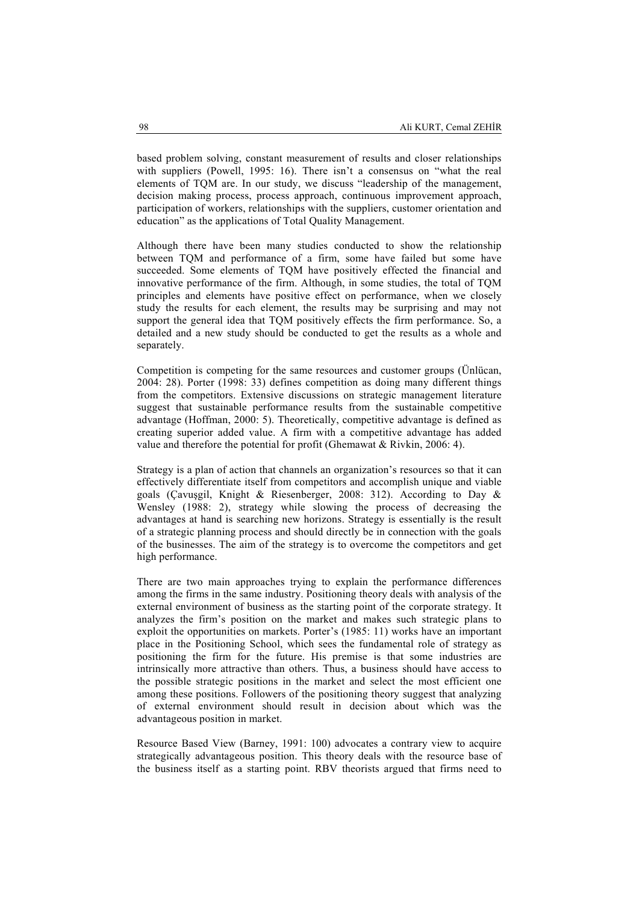based problem solving, constant measurement of results and closer relationships with suppliers (Powell, 1995: 16). There isn't a consensus on "what the real elements of TQM are. In our study, we discuss "leadership of the management, decision making process, process approach, continuous improvement approach, participation of workers, relationships with the suppliers, customer orientation and education" as the applications of Total Quality Management.

Although there have been many studies conducted to show the relationship between TQM and performance of a firm, some have failed but some have succeeded. Some elements of TQM have positively effected the financial and innovative performance of the firm. Although, in some studies, the total of TQM principles and elements have positive effect on performance, when we closely study the results for each element, the results may be surprising and may not support the general idea that TQM positively effects the firm performance. So, a detailed and a new study should be conducted to get the results as a whole and separately.

Competition is competing for the same resources and customer groups (Ünlücan, 2004: 28). Porter (1998: 33) defines competition as doing many different things from the competitors. Extensive discussions on strategic management literature suggest that sustainable performance results from the sustainable competitive advantage (Hoffman, 2000: 5). Theoretically, competitive advantage is defined as creating superior added value. A firm with a competitive advantage has added value and therefore the potential for profit (Ghemawat & Rivkin, 2006: 4).

Strategy is a plan of action that channels an organization's resources so that it can effectively differentiate itself from competitors and accomplish unique and viable goals (Çavuşgil, Knight & Riesenberger, 2008: 312). According to Day & Wensley (1988: 2), strategy while slowing the process of decreasing the advantages at hand is searching new horizons. Strategy is essentially is the result of a strategic planning process and should directly be in connection with the goals of the businesses. The aim of the strategy is to overcome the competitors and get high performance.

There are two main approaches trying to explain the performance differences among the firms in the same industry. Positioning theory deals with analysis of the external environment of business as the starting point of the corporate strategy. It analyzes the firm's position on the market and makes such strategic plans to exploit the opportunities on markets. Porter's (1985: 11) works have an important place in the Positioning School, which sees the fundamental role of strategy as positioning the firm for the future. His premise is that some industries are intrinsically more attractive than others. Thus, a business should have access to the possible strategic positions in the market and select the most efficient one among these positions. Followers of the positioning theory suggest that analyzing of external environment should result in decision about which was the advantageous position in market.

Resource Based View (Barney, 1991: 100) advocates a contrary view to acquire strategically advantageous position. This theory deals with the resource base of the business itself as a starting point. RBV theorists argued that firms need to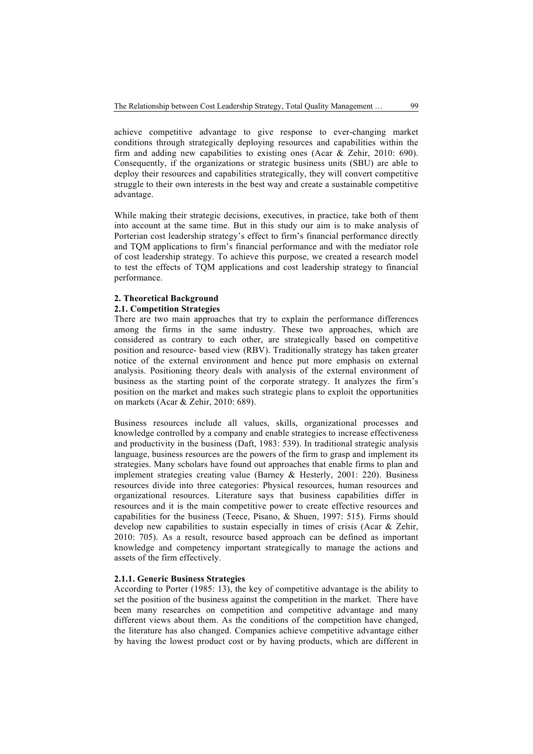achieve competitive advantage to give response to ever-changing market conditions through strategically deploying resources and capabilities within the firm and adding new capabilities to existing ones (Acar & Zehir, 2010: 690). Consequently, if the organizations or strategic business units (SBU) are able to deploy their resources and capabilities strategically, they will convert competitive struggle to their own interests in the best way and create a sustainable competitive advantage.

While making their strategic decisions, executives, in practice, take both of them into account at the same time. But in this study our aim is to make analysis of Porterian cost leadership strategy's effect to firm's financial performance directly and TQM applications to firm's financial performance and with the mediator role of cost leadership strategy. To achieve this purpose, we created a research model to test the effects of TQM applications and cost leadership strategy to financial performance.

## 2. Theoretical Background

### 2.1. Competition Strategies

There are two main approaches that try to explain the performance differences among the firms in the same industry. These two approaches, which are considered as contrary to each other, are strategically based on competitive position and resource- based view (RBV). Traditionally strategy has taken greater notice of the external environment and hence put more emphasis on external analysis. Positioning theory deals with analysis of the external environment of business as the starting point of the corporate strategy. It analyzes the firm's position on the market and makes such strategic plans to exploit the opportunities on markets (Acar & Zehir, 2010: 689).

Business resources include all values, skills, organizational processes and knowledge controlled by a company and enable strategies to increase effectiveness and productivity in the business (Daft, 1983: 539). In traditional strategic analysis language, business resources are the powers of the firm to grasp and implement its strategies. Many scholars have found out approaches that enable firms to plan and implement strategies creating value (Barney & Hesterly, 2001: 220). Business resources divide into three categories: Physical resources, human resources and organizational resources. Literature says that business capabilities differ in resources and it is the main competitive power to create effective resources and capabilities for the business (Teece, Pisano, & Shuen, 1997: 515). Firms should develop new capabilities to sustain especially in times of crisis (Acar & Zehir, 2010: 705). As a result, resource based approach can be defined as important knowledge and competency important strategically to manage the actions and assets of the firm effectively.

#### 2.1.1. Generic Business Strategies

According to Porter (1985: 13), the key of competitive advantage is the ability to set the position of the business against the competition in the market. There have been many researches on competition and competitive advantage and many different views about them. As the conditions of the competition have changed, the literature has also changed. Companies achieve competitive advantage either by having the lowest product cost or by having products, which are different in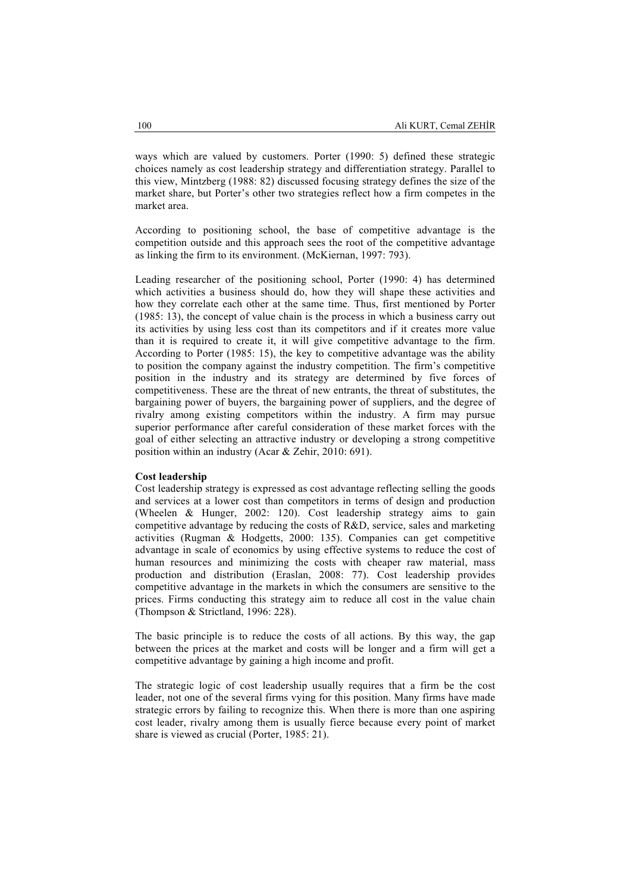ways which are valued by customers. Porter (1990: 5) defined these strategic choices namely as cost leadership strategy and differentiation strategy. Parallel to this view, Mintzberg (1988: 82) discussed focusing strategy defines the size of the market share, but Porter's other two strategies reflect how a firm competes in the market area.

According to positioning school, the base of competitive advantage is the competition outside and this approach sees the root of the competitive advantage as linking the firm to its environment. (McKiernan, 1997: 793).

Leading researcher of the positioning school, Porter (1990: 4) has determined which activities a business should do, how they will shape these activities and how they correlate each other at the same time. Thus, first mentioned by Porter (1985: 13), the concept of value chain is the process in which a business carry out its activities by using less cost than its competitors and if it creates more value than it is required to create it, it will give competitive advantage to the firm. According to Porter (1985: 15), the key to competitive advantage was the ability to position the company against the industry competition. The firm's competitive position in the industry and its strategy are determined by five forces of competitiveness. These are the threat of new entrants, the threat of substitutes, the bargaining power of buyers, the bargaining power of suppliers, and the degree of rivalry among existing competitors within the industry. A firm may pursue superior performance after careful consideration of these market forces with the goal of either selecting an attractive industry or developing a strong competitive position within an industry (Acar & Zehir, 2010: 691).

**Cost leadership**

Cost leadership strategy is expressed as cost advantage reflecting selling the goods and services at a lower cost than competitors in terms of design and production (Wheelen & Hunger, 2002: 120). Cost leadership strategy aims to gain competitive advantage by reducing the costs of R&D, service, sales and marketing activities (Rugman & Hodgetts, 2000: 135). Companies can get competitive advantage in scale of economics by using effective systems to reduce the cost of human resources and minimizing the costs with cheaper raw material, mass production and distribution (Eraslan, 2008: 77). Cost leadership provides competitive advantage in the markets in which the consumers are sensitive to the prices. Firms conducting this strategy aim to reduce all cost in the value chain (Thompson & Strictland, 1996: 228).

The basic principle is to reduce the costs of all actions. By this way, the gap between the prices at the market and costs will be longer and a firm will get a competitive advantage by gaining a high income and profit.

The strategic logic of cost leadership usually requires that a firm be the cost leader, not one of the several firms vying for this position. Many firms have made strategic errors by failing to recognize this. When there is more than one aspiring cost leader, rivalry among them is usually fierce because every point of market share is viewed as crucial (Porter, 1985: 21).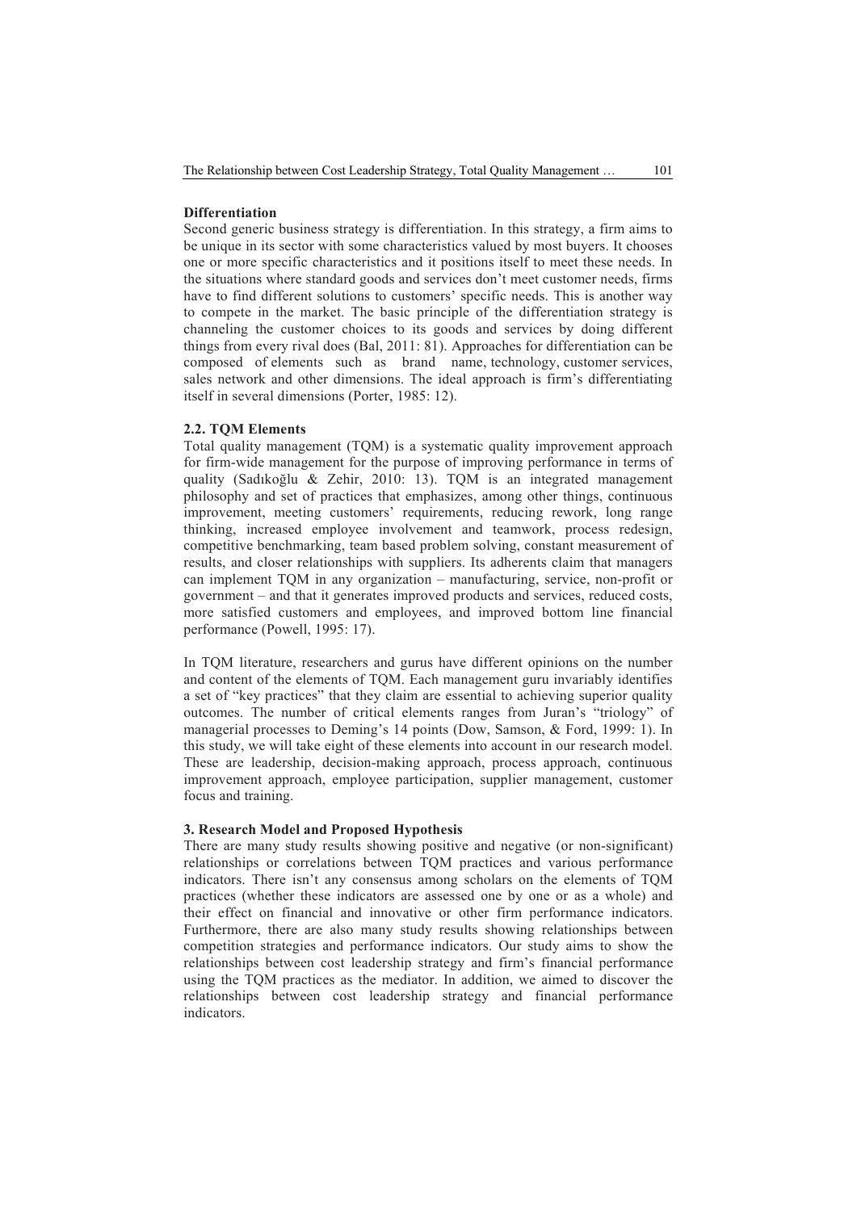### Differentiation

Second generic business strategy is differentiation. In this strategy, a firm aims to be unique in its sector with some characteristics valued by most buyers. It chooses one or more specific characteristics and it positions itself to meet these needs. In the situations where standard goods and services don't meet customer needs, firms have to find different solutions to customers' specific needs. This is another way to compete in the market. The basic principle of the differentiation strategy is channeling the customer choices to its goods and services by doing different things from every rival does (Bal, 2011: 81). Approaches for differentiation can be composed of elements such as brand name, technology, customer services, sales network and other dimensions. The ideal approach is firm's differentiating itself in several dimensions (Porter, 1985: 12).

### 2.2. TQM Elements

Total quality management (TQM) is a systematic quality improvement approach for firm-wide management for the purpose of improving performance in terms of quality (Sadıkoğlu & Zehir, 2010: 13). TQM is an integrated management philosophy and set of practices that emphasizes, among other things, continuous improvement, meeting customers' requirements, reducing rework, long range thinking, increased employee involvement and teamwork, process redesign, competitive benchmarking, team based problem solving, constant measurement of results, and closer relationships with suppliers. Its adherents claim that managers can implement TQM in any organization – manufacturing, service, non-profit or government – and that it generates improved products and services, reduced costs, more satisfied customers and employees, and improved bottom line financial performance (Powell, 1995: 17).

In TQM literature, researchers and gurus have different opinions on the number and content of the elements of TQM. Each management guru invariably identifies a set of "key practices" that they claim are essential to achieving superior quality outcomes. The number of critical elements ranges from Juran's "triology" of managerial processes to Deming's 14 points (Dow, Samson, & Ford, 1999: 1). In this study, we will take eight of these elements into account in our research model. These are leadership, decision-making approach, process approach, continuous improvement approach, employee participation, supplier management, customer focus and training.

## 3. Research Model and Proposed Hypothesis

There are many study results showing positive and negative (or non-significant) relationships or correlations between TQM practices and various performance indicators. There isn't any consensus among scholars on the elements of TQM practices (whether these indicators are assessed one by one or as a whole) and their effect on financial and innovative or other firm performance indicators. Furthermore, there are also many study results showing relationships between competition strategies and performance indicators. Our study aims to show the relationships between cost leadership strategy and firm's financial performance using the TQM practices as the mediator. In addition, we aimed to discover the relationships between cost leadership strategy and financial performance indicators.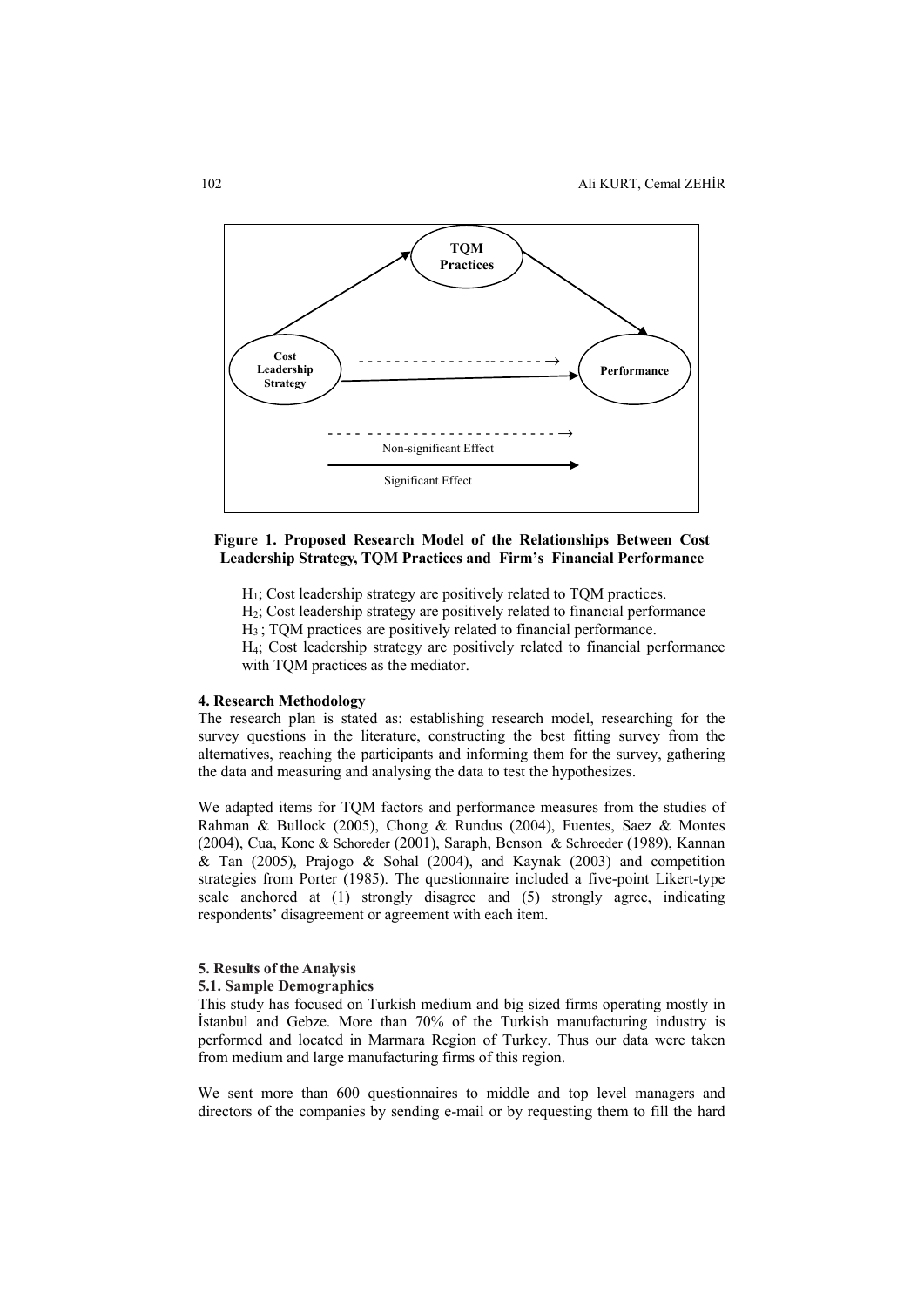Figure 1. **Proposed Research Model of the Relationships Between Cost Leadership Strategy, TQM Practices and Firm's Financial Performance**

$H_1$; Cost leadership strategy are positively related to TQM practices.
$H_2$; Cost leadership strategy are positively related to financial performance
$H_3$ ; TQM practices are positively related to financial performance.
$H_4$; Cost leadership strategy are positively related to financial performance with TQM practices as the mediator.

### 4. Research Methodology

The research plan is stated as: establishing research model, researching for the survey questions in the literature, constructing the best fitting survey from the alternatives, reaching the participants and informing them for the survey, gathering the data and measuring and analysing the data to test the hypothesizes.

We adapted items for TQM factors and performance measures from the studies of Rahman & Bullock (2005), Chong & Rundus (2004), Fuentes, Saez & Montes (2004), Cua, Kone & Schoreder (2001), Saraph, Benson & Schroeder (1989), Kannan & Tan (2005), Prajogo & Sohal (2004), and Kaynak (2003) and competition strategies from Porter (1985). The questionnaire included a five-point Likert-type scale anchored at (1) strongly disagree and (5) strongly agree, indicating respondents' disagreement or agreement with each item.

### 5. Results of the Analysis

#### 5.1. Sample Demographics

This study has focused on Turkish medium and big sized firms operating mostly in İstanbul and Gebze. More than 70% of the Turkish manufacturing industry is performed and located in Marmara Region of Turkey. Thus our data were taken from medium and large manufacturing firms of this region.

We sent more than 600 questionnaires to middle and top level managers and directors of the companies by sending e-mail or by requesting them to fill the hard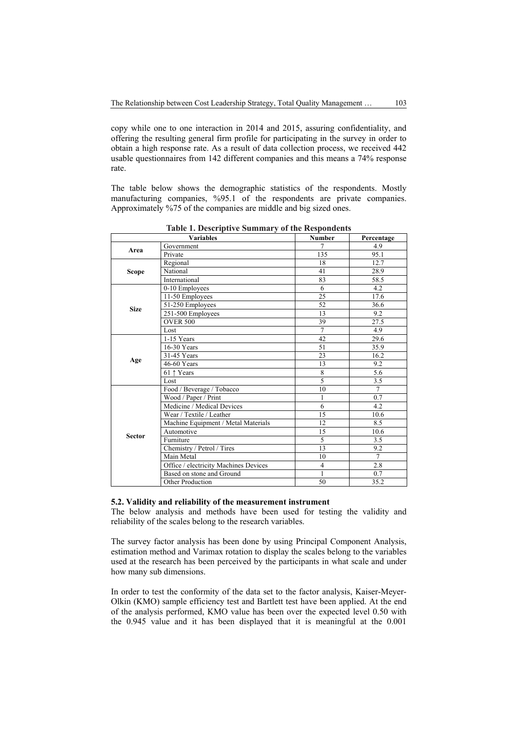copy while one to one interaction in 2014 and 2015, assuring confidentiality, and offering the resulting general firm profile for participating in the survey in order to obtain a high response rate. As a result of data collection process, we received 442 usable questionnaires from 142 different companies and this means a 74% response rate.

The table below shows the demographic statistics of the respondents. Mostly manufacturing companies, %95.1 of the respondents are private companies. Approximately %75 of the companies are middle and big sized ones.

**Table 1. Descriptive Summary of the Respondents**

| Variables | | Number | Percentage |
|---|---|---|---|
| **Area** | Government | 7 | 4.9 |
| | Private | 135 | 95.1 |
| **Scope** | Regional | 18 | 12.7 |
| | National | 41 | 28.9 |
| | International | 83 | 58.5 |
| **Size** | 0-10 Employees | 6 | 4.2 |
| | 11-50 Employees | 25 | 17.6 |
| | 51-250 Employees | 52 | 36.6 |
| | 251-500 Employees | 13 | 9.2 |
| | OVER 500 | 39 | 27.5 |
| | Lost | 7 | 4.9 |
| **Age** | 1-15 Years | 42 | 29.6 |
| | 16-30 Years | 51 | 35.9 |
| | 31-45 Years | 23 | 16.2 |
| | 46-60 Years | 13 | 9.2 |
| | 61 ↑ Years | 8 | 5.6 |
| | Lost | 5 | 3.5 |
| **Sector** | Food / Beverage / Tobacco | 10 | 7 |
| | Wood / Paper / Print | 1 | 0.7 |
| | Medicine / Medical Devices | 6 | 4.2 |
| | Wear / Textile / Leather | 15 | 10.6 |
| | Machine Equipment / Metal Materials | 12 | 8.5 |
| | Automotive | 15 | 10.6 |
| | Furniture | 5 | 3.5 |
| | Chemistry / Petrol / Tires | 13 | 9.2 |
| | Main Metal | 10 | 7 |
| | Office / electricity Machines Devices | 4 | 2.8 |
| | Based on stone and Ground | 1 | 0.7 |
| | Other Production | 50 | 35.2 |

### 5.2. Validity and reliability of the measurement instrument

The below analysis and methods have been used for testing the validity and reliability of the scales belong to the research variables.

The survey factor analysis has been done by using Principal Component Analysis, estimation method and Varimax rotation to display the scales belong to the variables used at the research has been perceived by the participants in what scale and under how many sub dimensions.

In order to test the conformity of the data set to the factor analysis, Kaiser-Meyer-Olkin (KMO) sample efficiency test and Bartlett test have been applied. At the end of the analysis performed, KMO value has been over the expected level 0.50 with the 0.945 value and it has been displayed that it is meaningful at the 0.001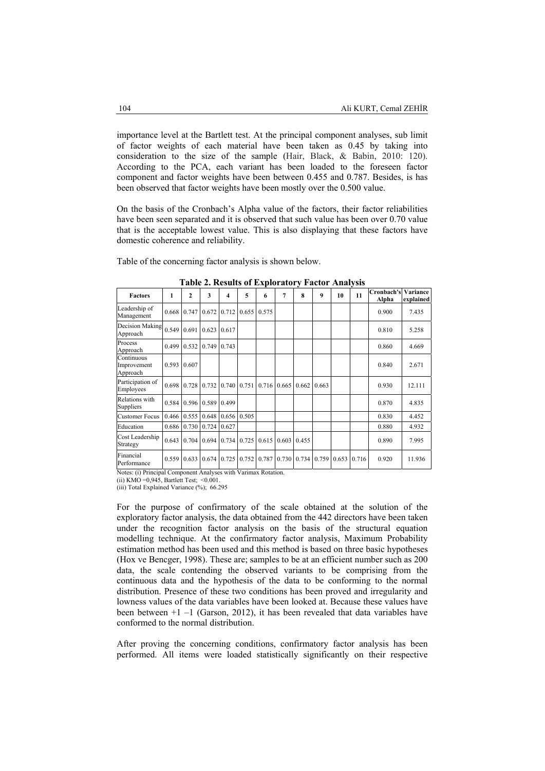importance level at the Bartlett test. At the principal component analyses, sub limit of factor weights of each material have been taken as 0.45 by taking into consideration to the size of the sample (Hair, Black, & Babin, 2010: 120). According to the PCA, each variant has been loaded to the foreseen factor component and factor weights have been between 0.455 and 0.787. Besides, is has been observed that factor weights have been mostly over the 0.500 value.

On the basis of the Cronbach's Alpha value of the factors, their factor reliabilities have been seen separated and it is observed that such value has been over 0.70 value that is the acceptable lowest value. This is also displaying that these factors have domestic coherence and reliability.

Table of the concerning factor analysis is shown below.

**Table 2. Results of Exploratory Factor Analysis**

| Factors | 1 | 2 | 3 | 4 | 5 | 6 | 7 | 8 | 9 | 10 | 11 | Cronbach's Alpha | Variance explained |
|---|---|---|---|---|---|---|---|---|---|---|---|---|---|
| Leadership of Management | 0.668 | 0.747 | 0.672 | 0.712 | 0.655 | 0.575 | | | | | | 0.900 | 7.435 |
| Decision Making Approach | 0.549 | 0.691 | 0.623 | 0.617 | | | | | | | | 0.810 | 5.258 |
| Process Approach | 0.499 | 0.532 | 0.749 | 0.743 | | | | | | | | 0.860 | 4.669 |
| Continuous Improvement Approach | 0.593 | 0.607 | | | | | | | | | | 0.840 | 2.671 |
| Participation of Employees | 0.698 | 0.728 | 0.732 | 0.740 | 0.751 | 0.716 | 0.665 | 0.662 | 0.663 | | | 0.930 | 12.111 |
| Relations with Suppliers | 0.584 | 0.596 | 0.589 | 0.499 | | | | | | | | 0.870 | 4.835 |
| Customer Focus | 0.466 | 0.555 | 0.648 | 0.656 | 0.505 | | | | | | | 0.830 | 4.452 |
| Education | 0.686 | 0.730 | 0.724 | 0.627 | | | | | | | | 0.880 | 4.932 |
| Cost Leadership Strategy | 0.643 | 0.704 | 0.694 | 0.734 | 0.725 | 0.615 | 0.603 | 0.455 | | | | 0.890 | 7.995 |
| Financial Performance | 0.559 | 0.633 | 0.674 | 0.725 | 0.752 | 0.787 | 0.730 | 0.734 | 0.759 | 0.653 | 0.716 | 0.920 | 11.936 |

Notes: (i) Principal Component Analyses with Varimax Rotation.
(ii) KMO =0,945, Bartlett Test; <0.001.
(iii) Total Explained Variance (%); 66.295

For the purpose of confirmatory of the scale obtained at the solution of the exploratory factor analysis, the data obtained from the 442 directors have been taken under the recognition factor analysis on the basis of the structural equation modelling technique. At the confirmatory factor analysis, Maximum Probability estimation method has been used and this method is based on three basic hypotheses (Hox ve Bencger, 1998). These are; samples to be at an efficient number such as 200 data, the scale contending the observed variants to be comprising from the continuous data and the hypothesis of the data to be conforming to the normal distribution. Presence of these two conditions has been proved and irregularity and lowness values of the data variables have been looked at. Because these values have been between +1 –1 (Garson, 2012), it has been revealed that data variables have conformed to the normal distribution.

After proving the concerning conditions, confirmatory factor analysis has been performed. All items were loaded statistically significantly on their respective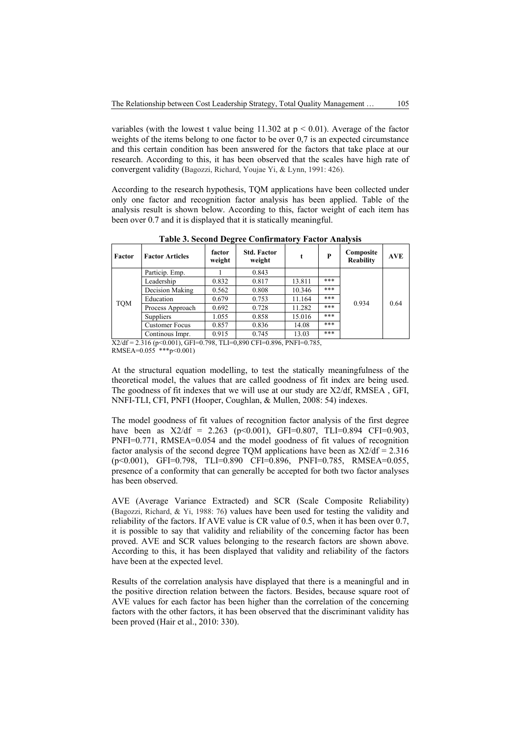variables (with the lowest t value being 11.302 at $p < 0.01$). Average of the factor weights of the items belong to one factor to be over 0,7 is an expected circumstance and this certain condition has been answered for the factors that take place at our research. According to this, it has been observed that the scales have high rate of convergent validity (Bagozzi, Richard, Youjae Yi, & Lynn, 1991: 426).

According to the research hypothesis, TQM applications have been collected under only one factor and recognition factor analysis has been applied. Table of the analysis result is shown below. According to this, factor weight of each item has been over 0.7 and it is displayed that it is statically meaningful.

**Table 3. Second Degree Confirmatory Factor Analysis**

| Factor | Factor Articles | factor weight | Std. Factor weight | t | P | Composite Reability | AVE |
|---|---|---|---|---|---|---|---|
| TQM | Particip. Emp. | 1 | 0.843 | | | 0.934 | 0.64 |
| | Leadership | 0.832 | 0.817 | 13.811 | *** | | |
| | Decision Making | 0.562 | 0.808 | 10.346 | *** | | |
| | Education | 0.679 | 0.753 | 11.164 | *** | | |
| | Process Approach | 0.692 | 0.728 | 11.282 | *** | | |
| | Suppliers | 1.055 | 0.858 | 15.016 | *** | | |
| | Customer Focus | 0.857 | 0.836 | 14.08 | *** | | |
| | Continous Impr. | 0.915 | 0.745 | 13.03 | *** | | |

X2/df = 2.316 ($p<0.001$), GFI=0.798, TLI=0,890 CFI=0.896, PNFI=0.785, RMSEA=0.055 ***$p<0.001$)

At the structural equation modelling, to test the statically meaningfulness of the theoretical model, the values that are called goodness of fit index are being used. The goodness of fit indexes that we will use at our study are X2/df, RMSEA , GFI, NNFI-TLI, CFI, PNFI (Hooper, Coughlan, & Mullen, 2008: 54) indexes.

The model goodness of fit values of recognition factor analysis of the first degree have been as X2/df = 2.263 ($p<0.001$), GFI=0.807, TLI=0.894 CFI=0.903, PNFI=0.771, RMSEA=0.054 and the model goodness of fit values of recognition factor analysis of the second degree TQM applications have been as X2/df = 2.316 ($p<0.001$), GFI=0.798, TLI=0.890 CFI=0.896, PNFI=0.785, RMSEA=0.055, presence of a conformity that can generally be accepted for both two factor analyses has been observed.

AVE (Average Variance Extracted) and SCR (Scale Composite Reliability) (Bagozzi, Richard, & Yi, 1988: 76) values have been used for testing the validity and reliability of the factors. If AVE value is CR value of 0.5, when it has been over 0.7, it is possible to say that validity and reliability of the concerning factor has been proved. AVE and SCR values belonging to the research factors are shown above. According to this, it has been displayed that validity and reliability of the factors have been at the expected level.

Results of the correlation analysis have displayed that there is a meaningful and in the positive direction relation between the factors. Besides, because square root of AVE values for each factor has been higher than the correlation of the concerning factors with the other factors, it has been observed that the discriminant validity has been proved (Hair et al., 2010: 330).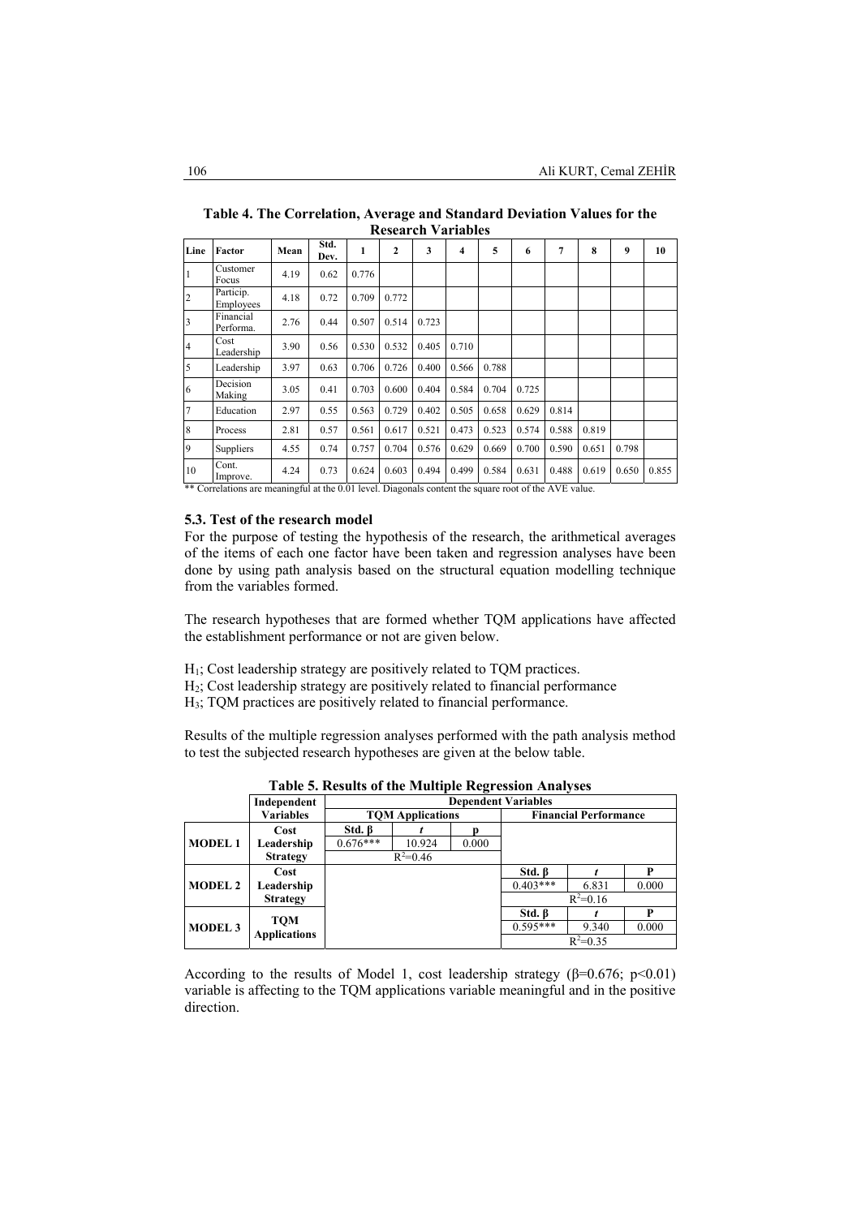**Table 4. The Correlation, Average and Standard Deviation Values for the Research Variables**

| Line | Factor | Mean | Std. Dev. | 1 | 2 | 3 | 4 | 5 | 6 | 7 | 8 | 9 | 10 |
|---|---|---|---|---|---|---|---|---|---|---|---|---|---|
| 1 | Customer Focus | 4.19 | 0.62 | 0.776 | | | | | | | | | |
| 2 | Particip. Employees | 4.18 | 0.72 | 0.709 | 0.772 | | | | | | | | |
| 3 | Financial Performa. | 2.76 | 0.44 | 0.507 | 0.514 | 0.723 | | | | | | | |
| 4 | Cost Leadership | 3.90 | 0.56 | 0.530 | 0.532 | 0.405 | 0.710 | | | | | | |
| 5 | Leadership | 3.97 | 0.63 | 0.706 | 0.726 | 0.400 | 0.566 | 0.788 | | | | | |
| 6 | Decision Making | 3.05 | 0.41 | 0.703 | 0.600 | 0.404 | 0.584 | 0.704 | 0.725 | | | | |
| 7 | Education | 2.97 | 0.55 | 0.563 | 0.729 | 0.402 | 0.505 | 0.658 | 0.629 | 0.814 | | | |
| 8 | Process | 2.81 | 0.57 | 0.561 | 0.617 | 0.521 | 0.473 | 0.523 | 0.574 | 0.588 | 0.819 | | |
| 9 | Suppliers | 4.55 | 0.74 | 0.757 | 0.704 | 0.576 | 0.629 | 0.669 | 0.700 | 0.590 | 0.651 | 0.798 | |
| 10 | Cont. Improve. | 4.24 | 0.73 | 0.624 | 0.603 | 0.494 | 0.499 | 0.584 | 0.631 | 0.488 | 0.619 | 0.650 | 0.855 |

** Correlations are meaningful at the 0.01 level. Diagonals content the square root of the AVE value.

### 5.3. Test of the research model

For the purpose of testing the hypothesis of the research, the arithmetical averages of the items of each one factor have been taken and regression analyses have been done by using path analysis based on the structural equation modelling technique from the variables formed.

The research hypotheses that are formed whether TQM applications have affected the establishment performance or not are given below.

$H_1$; Cost leadership strategy are positively related to TQM practices.
$H_2$; Cost leadership strategy are positively related to financial performance
$H_3$; TQM practices are positively related to financial performance.

Results of the multiple regression analyses performed with the path analysis method to test the subjected research hypotheses are given at the below table.

**Table 5. Results of the Multiple Regression Analyses**

| | Independent Variables | Dependent Variables | | | | | |
|---|---|---|---|---|---|---|---|
| | | TQM Applications | | | Financial Performance | | |
| MODEL 1 | Cost Leadership Strategy | Std. β | t | p | | | |
| | | 0.676*** | 10.924 | 0.000 | | | |
| | | $R^2$=0.46 | | | | | |
| MODEL 2 | Cost Leadership Strategy | | | | Std. β | t | P |
| | | | | | 0.403*** | 6.831 | 0.000 |
| | | | | | $R^2$=0.16 | | |
| MODEL 3 | TQM Applications | | | | Std. β | t | P |
| | | | | | 0.595*** | 9.340 | 0.000 |
| | | | | | $R^2$=0.35 | | |

According to the results of Model 1, cost leadership strategy ($\beta$=0.676; $p<0.01$) variable is affecting to the TQM applications variable meaningful and in the positive direction.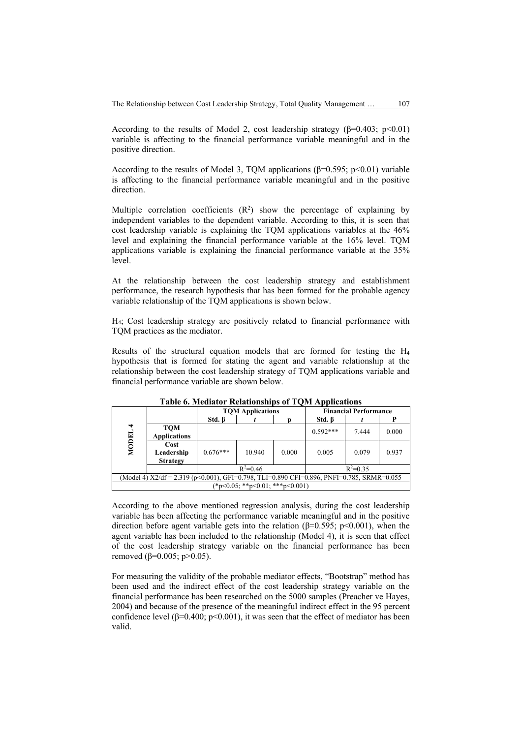According to the results of Model 2, cost leadership strategy (β=0.403; $p<0.01$) variable is affecting to the financial performance variable meaningful and in the positive direction.

According to the results of Model 3, TQM applications (β=0.595; $p<0.01$) variable is affecting to the financial performance variable meaningful and in the positive direction.

Multiple correlation coefficients ($R^2$) show the percentage of explaining by independent variables to the dependent variable. According to this, it is seen that cost leadership variable is explaining the TQM applications variables at the 46% level and explaining the financial performance variable at the 16% level. TQM applications variable is explaining the financial performance variable at the 35% level.

At the relationship between the cost leadership strategy and establishment performance, the research hypothesis that has been formed for the probable agency variable relationship of the TQM applications is shown below.

$H_4$; Cost leadership strategy are positively related to financial performance with TQM practices as the mediator.

Results of the structural equation models that are formed for testing the $H_4$ hypothesis that is formed for stating the agent and variable relationship at the relationship between the cost leadership strategy of TQM applications variable and financial performance variable are shown below.

**Table 6. Mediator Relationships of TQM Applications**

| | | TQM Applications | | | Financial Performance | | |
|---|---|---|---|---|---|---|---|
| | | Std. β | *t* | p | Std. β | *t* | P |
| MODEL 4 | **TQM Applications** | | | | 0.592*** | 7.444 | 0.000 |
| | **Cost Leadership Strategy** | 0.676*** | 10.940 | 0.000 | 0.005 | 0.079 | 0.937 |
| | | $R^2$=0.46 | | | $R^2$=0.35 | | |
| (Model 4) X2/df = 2.319 ($p<0.001$), GFI=0.798, TLI=0.890 CFI=0.896, PNFI=0.785, SRMR=0.055 | | | | | | | |
| (*$p<0.05$; **$p<0.01$; ***$p<0.001$) | | | | | | | |

According to the above mentioned regression analysis, during the cost leadership variable has been affecting the performance variable meaningful and in the positive direction before agent variable gets into the relation (β=0.595; $p<0.001$), when the agent variable has been included to the relationship (Model 4), it is seen that effect of the cost leadership strategy variable on the financial performance has been removed (β=0.005; $p>0.05$).

For measuring the validity of the probable mediator effects, "Bootstrap" method has been used and the indirect effect of the cost leadership strategy variable on the financial performance has been researched on the 5000 samples (Preacher ve Hayes, 2004) and because of the presence of the meaningful indirect effect in the 95 percent confidence level (β=0.400; $p<0.001$), it was seen that the effect of mediator has been valid.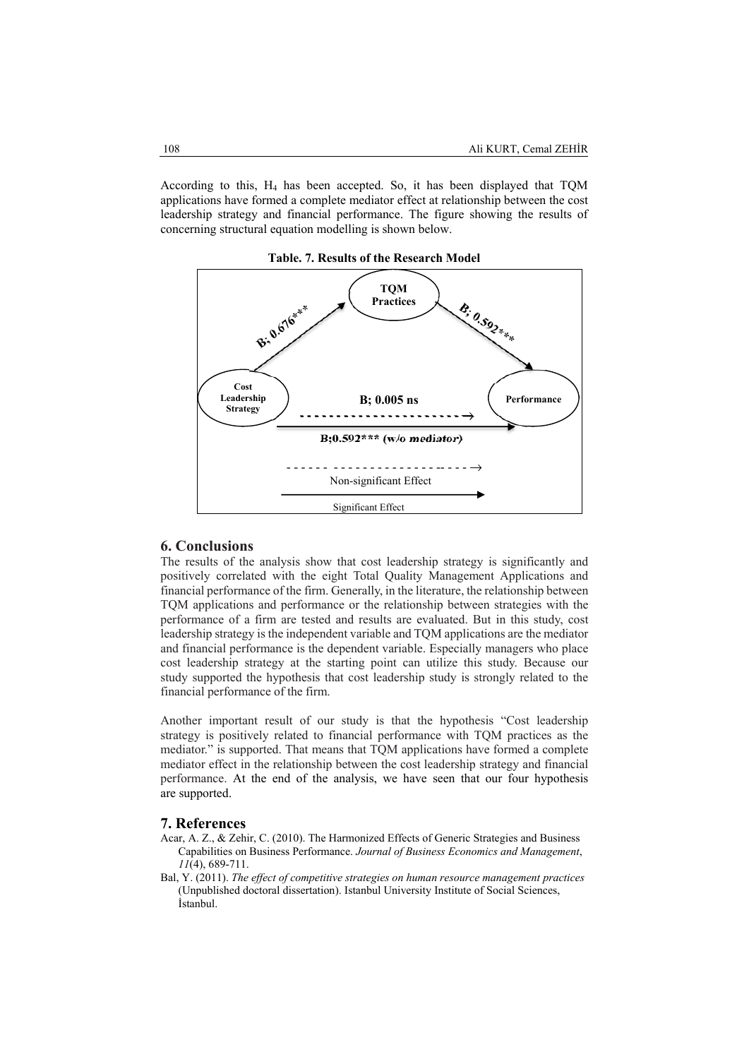According to this, $H_4$ has been accepted. So, it has been displayed that TQM applications have formed a complete mediator effect at relationship between the cost leadership strategy and financial performance. The figure showing the results of concerning structural equation modelling is shown below.

**Table. 7. Results of the Research Model**

TQM Practices

B; 0.676***

B; 0.592***

Cost Leadership Strategy

B; 0.005 ns

Performance

B;0.592*** (w/o mediator)

Non-significant Effect

Significant Effect

## 6. Conclusions

The results of the analysis show that cost leadership strategy is significantly and positively correlated with the eight Total Quality Management Applications and financial performance of the firm. Generally, in the literature, the relationship between TQM applications and performance or the relationship between strategies with the performance of a firm are tested and results are evaluated. But in this study, cost leadership strategy is the independent variable and TQM applications are the mediator and financial performance is the dependent variable. Especially managers who place cost leadership strategy at the starting point can utilize this study. Because our study supported the hypothesis that cost leadership study is strongly related to the financial performance of the firm.

Another important result of our study is that the hypothesis "Cost leadership strategy is positively related to financial performance with TQM practices as the mediator." is supported. That means that TQM applications have formed a complete mediator effect in the relationship between the cost leadership strategy and financial performance. At the end of the analysis, we have seen that our four hypothesis are supported.

## 7. References

Acar, A. Z., & Zehir, C. (2010). The Harmonized Effects of Generic Strategies and Business Capabilities on Business Performance. *Journal of Business Economics and Management*, *11*(4), 689-711.

Bal, Y. (2011). *The effect of competitive strategies on human resource management practices* (Unpublished doctoral dissertation). Istanbul University Institute of Social Sciences, İstanbul.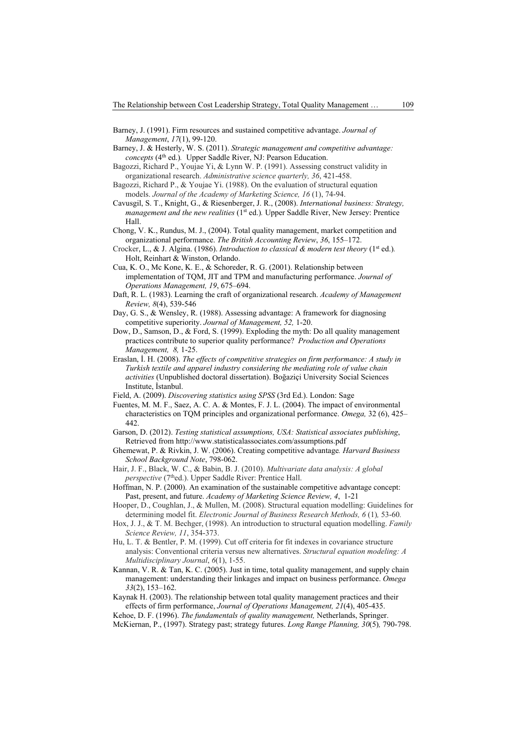Barney, J. (1991). Firm resources and sustained competitive advantage. *Journal of Management*, *17*(1), 99-120.

Barney, J. & Hesterly, W. S. (2011). *Strategic management and competitive advantage: concepts* (4th ed.)*.* Upper Saddle River, NJ: Pearson Education.

Bagozzi, Richard P., Youjae Yi, & Lynn W. P. (1991). Assessing construct validity in organizational research. *Administrative science quarterly, 36*, 421-458.

Bagozzi, Richard P., & Youjae Yi. (1988). On the evaluation of structural equation models. *Journal of the Academy of Marketing Science, 16* (1), 74-94.

Cavusgil, S. T., Knight, G., & Riesenberger, J. R., (2008). *International business: Strategy, management and the new realities* (1st ed.)*.* Upper Saddle River, New Jersey: Prentice Hall.

Chong, V. K., Rundus, M. J., (2004). Total quality management, market competition and organizational performance. *The British Accounting Review*, *36*, 155–172.

Crocker, L., & J. Algina. (1986). *Introduction to classical & modern test theory* (1st ed.)*.* Holt, Reinhart & Winston, Orlando.

Cua, K. O., Mc Kone, K. E., & Schoreder, R. G. (2001). Relationship between implementation of TQM, JIT and TPM and manufacturing performance. *Journal of Operations Management, 19*, 675–694.

Daft, R. L. (1983). Learning the craft of organizational research. *Academy of Management Review, 8*(4), 539-546

Day, G. S., & Wensley, R. (1988). Assessing advantage: A framework for diagnosing competitive superiority. *Journal of Management, 52,* 1-20.

Dow, D., Samson, D., & Ford, S. (1999). Exploding the myth: Do all quality management practices contribute to superior quality performance? *Production and Operations Management, 8,* 1-25.

Eraslan, İ. H. (2008). *The effects of competitive strategies on firm performance: A study in Turkish textile and apparel industry considering the mediating role of value chain activities* (Unpublished doctoral dissertation). Boğaziçi University Social Sciences Institute, İstanbul.

Field, A. (2009). *Discovering statistics using SPSS* (3rd Ed.). London: Sage

Fuentes, M. M. F., Saez, A. C. A. & Montes, F. J. L. (2004). The impact of environmental characteristics on TQM principles and organizational performance. *Omega,* 32 (6), 425–442.

Garson, D. (2012). *Testing statistical assumptions, USA: Statistical associates publishing*, Retrieved from http://www.statisticalassociates.com/assumptions.pdf

Ghemewat, P. & Rivkin, J. W. (2006). Creating competitive advantage*. Harvard Business School Background Note*, 798-062.

Hair, J. F., Black, W. C., & Babin, B. J. (2010). *Multivariate data analysis: A global perspective* (7thed.). Upper Saddle River: Prentice Hall.

Hoffman, N. P. (2000). An examination of the sustainable competitive advantage concept: Past, present, and future. *Academy of Marketing Science Review, 4*, 1-21

Hooper, D., Coughlan, J., & Mullen, M. (2008). Structural equation modelling: Guidelines for determining model fit. *Electronic Journal of Business Research Methods, 6* (1)*,* 53-60*.*

Hox, J. J., & T. M. Bechger, (1998). An introduction to structural equation modelling. *Family Science Review, 11*, 354-373.

Hu, L. T. & Bentler, P. M. (1999). Cut off criteria for fit indexes in covariance structure analysis: Conventional criteria versus new alternatives. *Structural equation modeling: A Multidisciplinary Journal*, *6*(1), 1-55.

Kannan, V. R. & Tan, K. C. (2005). Just in time, total quality management, and supply chain management: understanding their linkages and impact on business performance. *Omega 33*(2), 153–162.

Kaynak H. (2003). The relationship between total quality management practices and their effects of firm performance, *Journal of Operations Management, 21*(4), 405-435.

Kehoe, D. F. (1996). *The fundamentals of quality management,* Netherlands, Springer.

McKiernan, P., (1997). Strategy past; strategy futures. *Long Range Planning, 30*(5)*,* 790-798.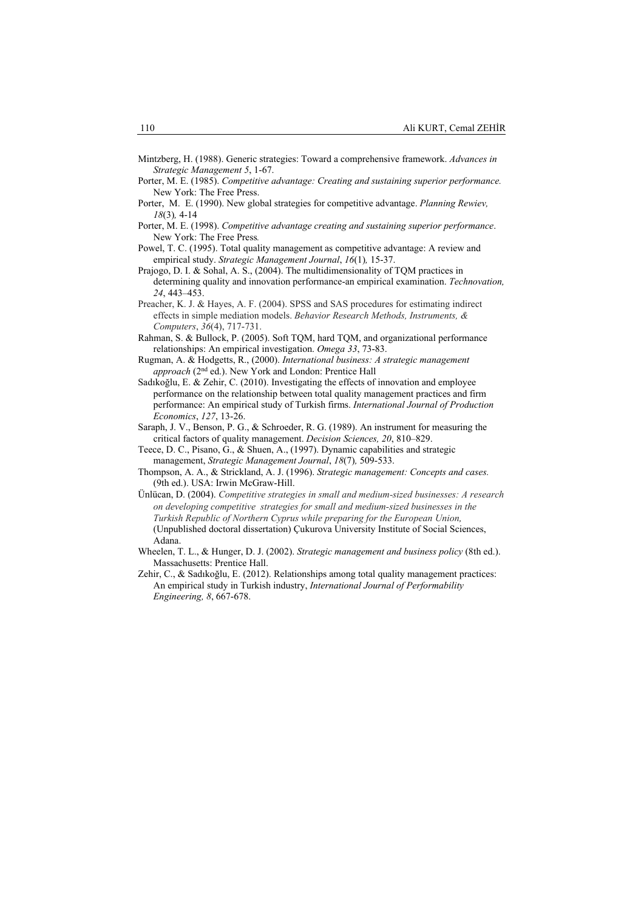Mintzberg, H. (1988). Generic strategies: Toward a comprehensive framework. *Advances in Strategic Management 5*, 1-67.

Porter, M. E. (1985). *Competitive advantage: Creating and sustaining superior performance.* New York: The Free Press.

Porter, M. E. (1990). New global strategies for competitive advantage. *Planning Rewiev, 18*(3)*,* 4-14

Porter, M. E. (1998). *Competitive advantage creating and sustaining superior performance*. New York: The Free Press*.*

Powel, T. C. (1995). Total quality management as competitive advantage: A review and empirical study. *Strategic Management Journal*, *16*(1)*,* 15-37.

Prajogo, D. I. & Sohal, A. S., (2004). The multidimensionality of TQM practices in determining quality and innovation performance-an empirical examination. *Technovation, 24*, 443–453.

Preacher, K. J. & Hayes, A. F. (2004). SPSS and SAS procedures for estimating indirect effects in simple mediation models. *Behavior Research Methods, Instruments, & Computers*, *36*(4), 717-731.

Rahman, S. & Bullock, P. (2005). Soft TQM, hard TQM, and organizational performance relationships: An empirical investigation. *Omega 33*, 73-83.

Rugman, A. & Hodgetts, R., (2000). *International business: A strategic management approach* (2nd ed.). New York and London: Prentice Hall

Sadıkoğlu, E. & Zehir, C. (2010). Investigating the effects of innovation and employee performance on the relationship between total quality management practices and firm performance: An empirical study of Turkish firms. *International Journal of Production Economics*, *127*, 13-26.

Saraph, J. V., Benson, P. G., & Schroeder, R. G. (1989). An instrument for measuring the critical factors of quality management. *Decision Sciences, 20*, 810–829.

Teece, D. C., Pisano, G., & Shuen, A., (1997). Dynamic capabilities and strategic management, *Strategic Management Journal*, *18*(7)*,* 509-533.

Thompson, A. A., & Strickland, A. J. (1996). *Strategic management: Concepts and cases.* (9th ed.). USA: Irwin McGraw-Hill.

Ünlücan, D. (2004). *Competitive strategies in small and medium-sized businesses: A research on developing competitive strategies for small and medium-sized businesses in the Turkish Republic of Northern Cyprus while preparing for the European Union,* (Unpublished doctoral dissertation) Çukurova University Institute of Social Sciences, Adana.

Wheelen, T. L., & Hunger, D. J. (2002). *Strategic management and business policy* (8th ed.). Massachusetts: Prentice Hall.

Zehir, C., & Sadıkoğlu, E. (2012). Relationships among total quality management practices: An empirical study in Turkish industry, *International Journal of Performability Engineering, 8*, 667-678.